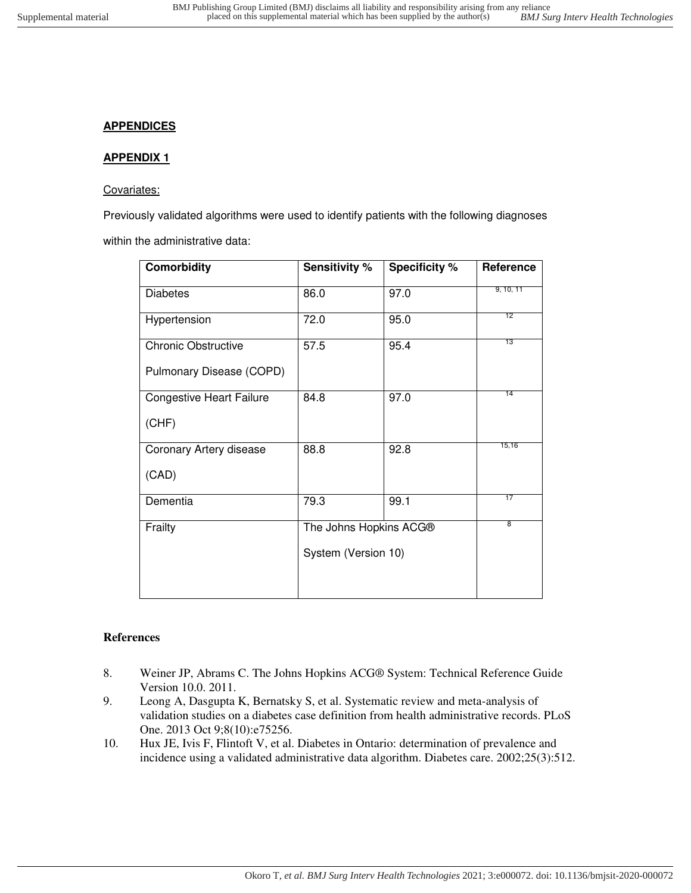## APPENDICES

### APPENDIX 1

Covariates:

Previously validated algorithms were used to identify patients with the following diagnoses within the administrative data:

| Comorbidity | Sensitivity % | Specificity % | Reference |
|---|---|---|---|
| Diabetes | 86.0 | 97.0 | 9, 10, 11 |
| Hypertension | 72.0 | 95.0 | 12 |
| Chronic Obstructive Pulmonary Disease (COPD) | 57.5 | 95.4 | 13 |
| Congestive Heart Failure (CHF) | 84.8 | 97.0 | 14 |
| Coronary Artery disease (CAD) | 88.8 | 92.8 | 15,16 |
| Dementia | 79.3 | 99.1 | 17 |
| Frailty | The Johns Hopkins ACG® System (Version 10) | | 8 |

**References**

8. Weiner JP, Abrams C. The Johns Hopkins ACG® System: Technical Reference Guide Version 10.0. 2011.
9. Leong A, Dasgupta K, Bernatsky S, et al. Systematic review and meta-analysis of validation studies on a diabetes case definition from health administrative records. PLoS One. 2013 Oct 9;8(10):e75256.
10. Hux JE, Ivis F, Flintoft V, et al. Diabetes in Ontario: determination of prevalence and incidence using a validated administrative data algorithm. Diabetes care. 2002;25(3):512.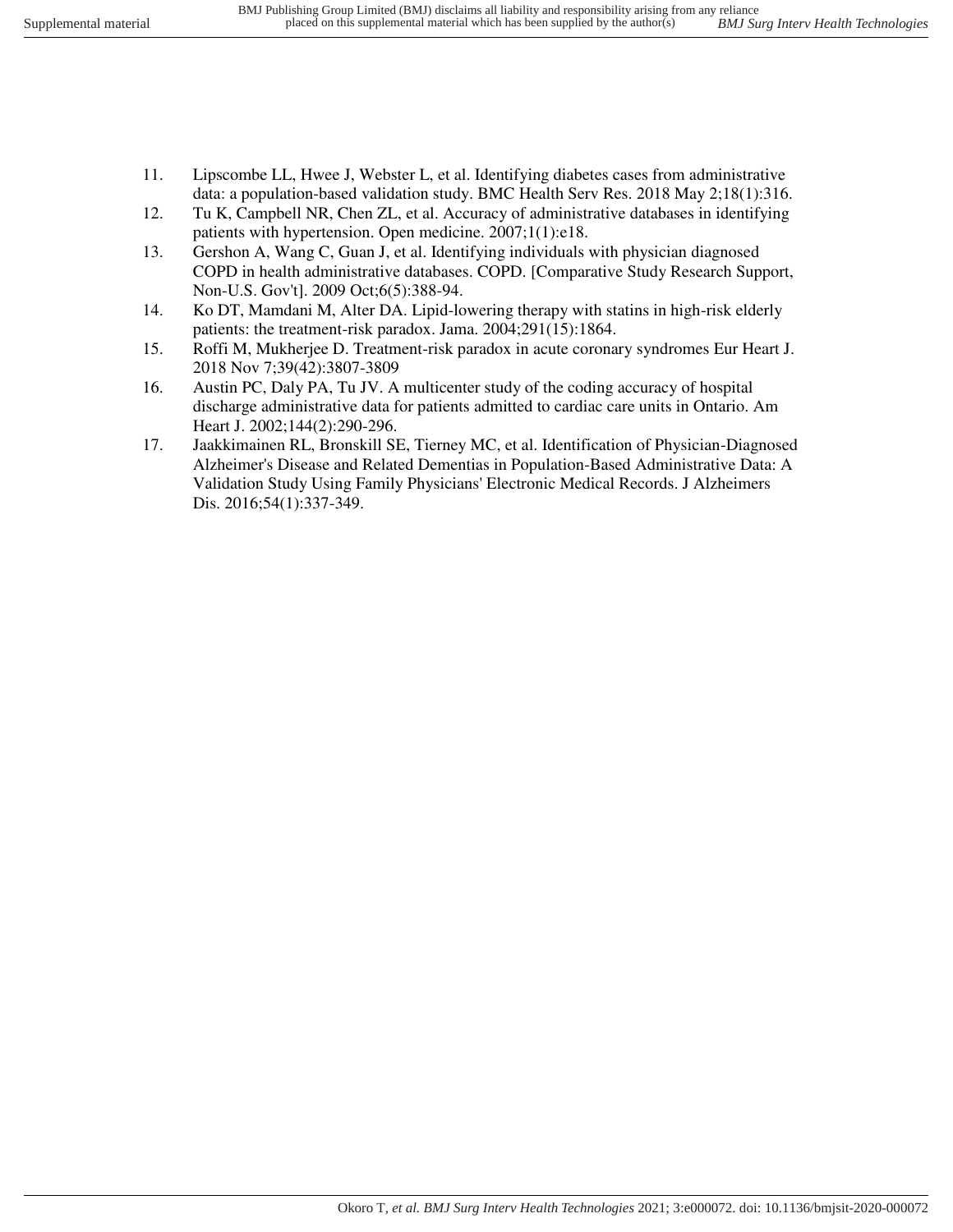11. Lipscombe LL, Hwee J, Webster L, et al. Identifying diabetes cases from administrative data: a population-based validation study. BMC Health Serv Res. 2018 May 2;18(1):316.
12. Tu K, Campbell NR, Chen ZL, et al. Accuracy of administrative databases in identifying patients with hypertension. Open medicine. 2007;1(1):e18.
13. Gershon A, Wang C, Guan J, et al. Identifying individuals with physician diagnosed COPD in health administrative databases. COPD. [Comparative Study Research Support, Non-U.S. Gov't]. 2009 Oct;6(5):388-94.
14. Ko DT, Mamdani M, Alter DA. Lipid-lowering therapy with statins in high-risk elderly patients: the treatment-risk paradox. Jama. 2004;291(15):1864.
15. Roffi M, Mukherjee D. Treatment-risk paradox in acute coronary syndromes Eur Heart J. 2018 Nov 7;39(42):3807-3809
16. Austin PC, Daly PA, Tu JV. A multicenter study of the coding accuracy of hospital discharge administrative data for patients admitted to cardiac care units in Ontario. Am Heart J. 2002;144(2):290-296.
17. Jaakkimainen RL, Bronskill SE, Tierney MC, et al. Identification of Physician-Diagnosed Alzheimer's Disease and Related Dementias in Population-Based Administrative Data: A Validation Study Using Family Physicians' Electronic Medical Records. J Alzheimers Dis. 2016;54(1):337-349.